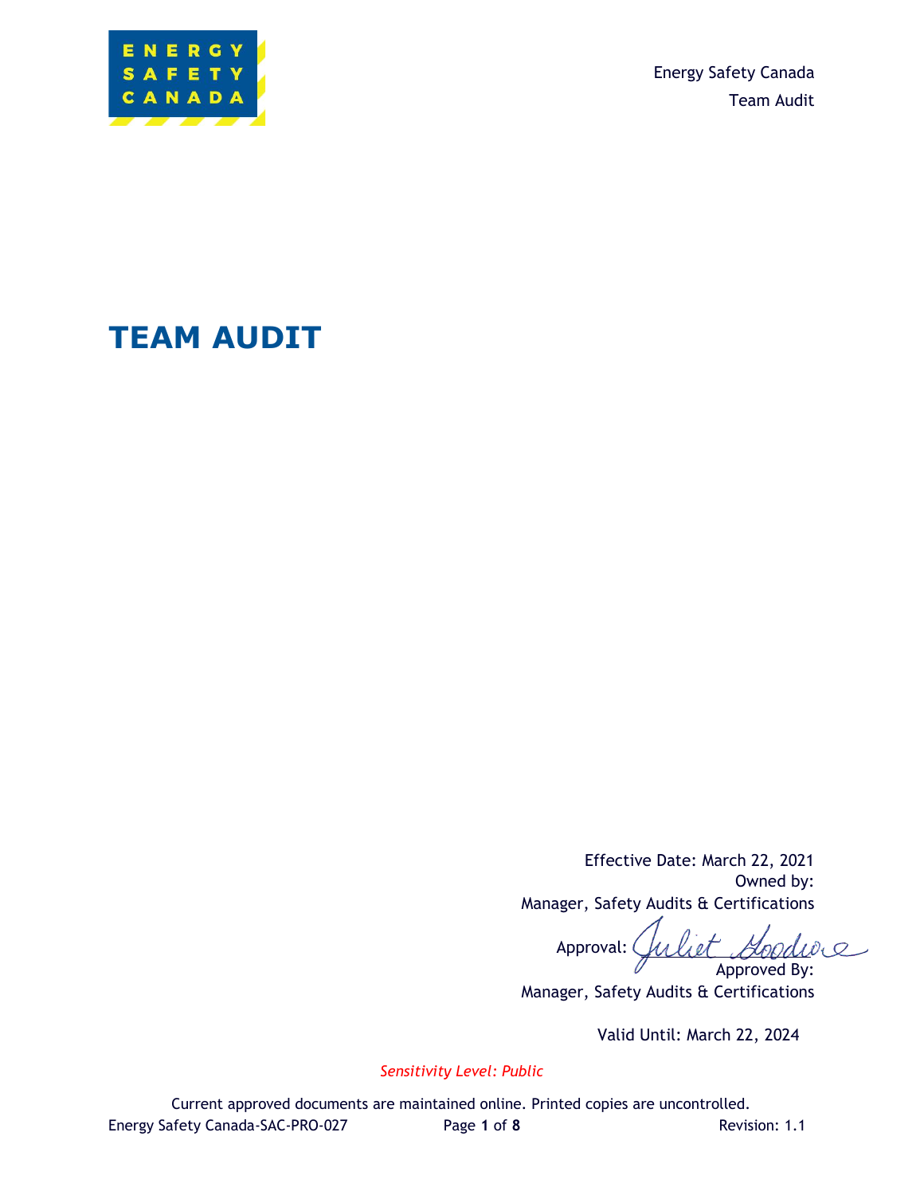Energy Safety Canada
Team Audit

# TEAM AUDIT

Effective Date: March 22, 2021
Owned by:
Manager, Safety Audits & Certifications

Approval: Juliet Goodwin
Approved By:
Manager, Safety Audits & Certifications

Valid Until: March 22, 2024

*Sensitivity Level: Public*

Current approved documents are maintained online. Printed copies are uncontrolled.

Energy Safety Canada-SAC-PRO-027 Revision: 1.1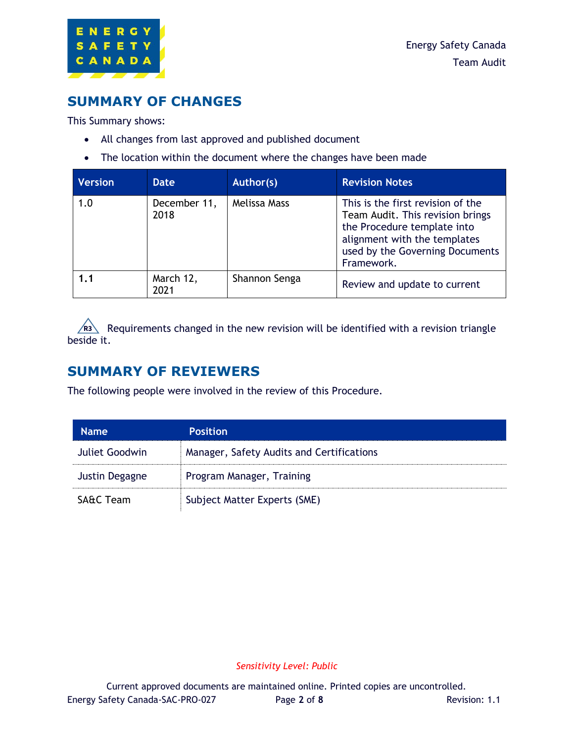## SUMMARY OF CHANGES

This Summary shows:

- All changes from last approved and published document
- The location within the document where the changes have been made

| Version | Date | Author(s) | Revision Notes |
|---|---|---|---|
| 1.0 | December 11, 2018 | Melissa Mass | This is the first revision of the Team Audit. This revision brings the Procedure template into alignment with the templates used by the Governing Documents Framework. |
| **1.1** | March 12, 2021 | Shannon Senga | Review and update to current |

R3 Requirements changed in the new revision will be identified with a revision triangle beside it.

## SUMMARY OF REVIEWERS

The following people were involved in the review of this Procedure.

| Name | Position |
|---|---|
| Juliet Goodwin | Manager, Safety Audits and Certifications |
| Justin Degagne | Program Manager, Training |
| SA&C Team | Subject Matter Experts (SME) |

*Sensitivity Level: Public*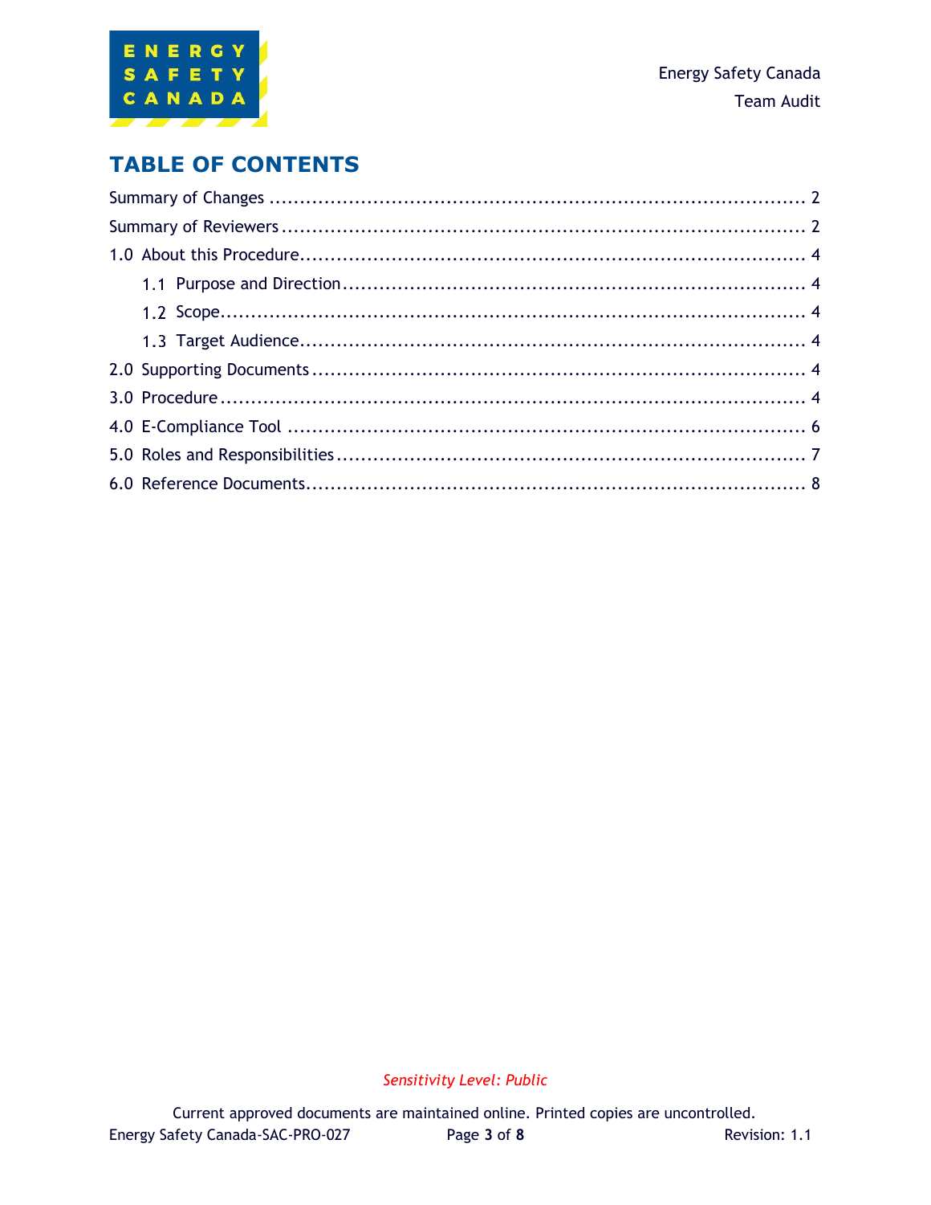# TABLE OF CONTENTS

Summary of Changes ........................................................................................ 2

Summary of Reviewers ...................................................................................... 2

1.0 About this Procedure .................................................................................... 4

- 1.1 Purpose and Direction ............................................................................. 4
- 1.2 Scope ...................................................................................................... 4
- 1.3 Target Audience ...................................................................................... 4

2.0 Supporting Documents .................................................................................. 4

3.0 Procedure ..................................................................................................... 4

4.0 E-Compliance Tool ......................................................................................... 6

5.0 Roles and Responsibilities ............................................................................. 7

6.0 Reference Documents .................................................................................... 8

*Sensitivity Level: Public*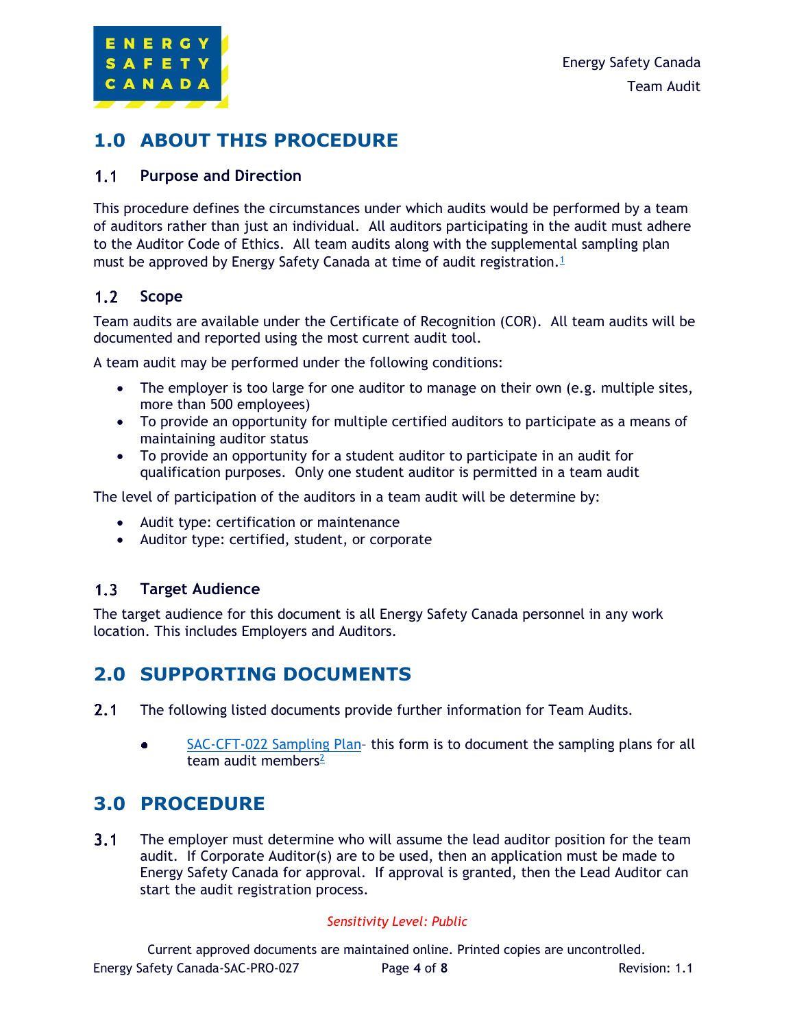# 1.0 ABOUT THIS PROCEDURE

## 1.1 Purpose and Direction

This procedure defines the circumstances under which audits would be performed by a team of auditors rather than just an individual. All auditors participating in the audit must adhere to the Auditor Code of Ethics. All team audits along with the supplemental sampling plan must be approved by Energy Safety Canada at time of audit registration.[1]

## 1.2 Scope

Team audits are available under the Certificate of Recognition (COR). All team audits will be documented and reported using the most current audit tool.

A team audit may be performed under the following conditions:

- The employer is too large for one auditor to manage on their own (e.g. multiple sites, more than 500 employees)
- To provide an opportunity for multiple certified auditors to participate as a means of maintaining auditor status
- To provide an opportunity for a student auditor to participate in an audit for qualification purposes. Only one student auditor is permitted in a team audit

The level of participation of the auditors in a team audit will be determine by:

- Audit type: certification or maintenance
- Auditor type: certified, student, or corporate

## 1.3 Target Audience

The target audience for this document is all Energy Safety Canada personnel in any work location. This includes Employers and Auditors.

# 2.0 SUPPORTING DOCUMENTS

2.1 The following listed documents provide further information for Team Audits.

- SAC-CFT-022 Sampling Plan– this form is to document the sampling plans for all team audit members[2]

# 3.0 PROCEDURE

3.1 The employer must determine who will assume the lead auditor position for the team audit. If Corporate Auditor(s) are to be used, then an application must be made to Energy Safety Canada for approval. If approval is granted, then the Lead Auditor can start the audit registration process.

*Sensitivity Level: Public*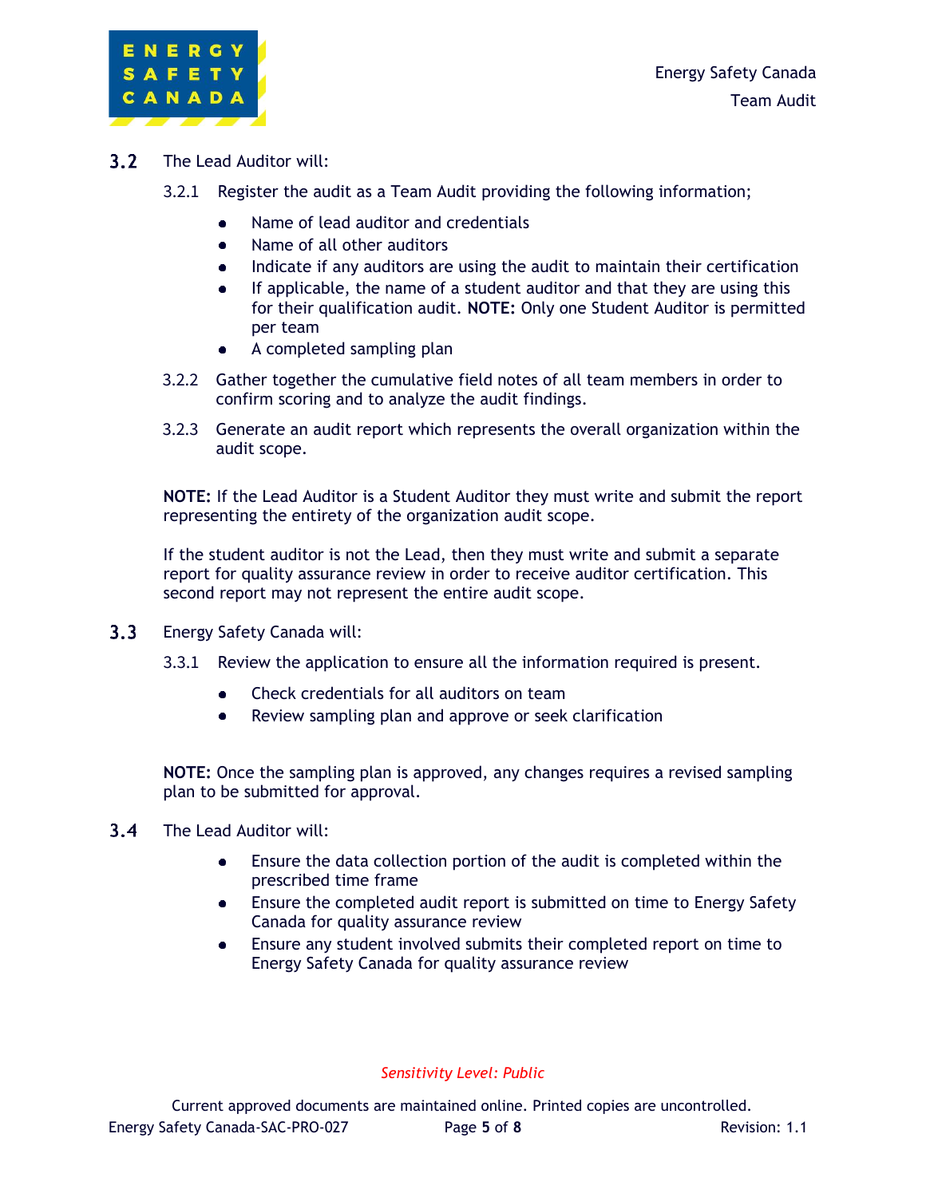**3.2** The Lead Auditor will:

3.2.1 Register the audit as a Team Audit providing the following information;

- Name of lead auditor and credentials
- Name of all other auditors
- Indicate if any auditors are using the audit to maintain their certification
- If applicable, the name of a student auditor and that they are using this for their qualification audit. **NOTE:** Only one Student Auditor is permitted per team
- A completed sampling plan

3.2.2 Gather together the cumulative field notes of all team members in order to confirm scoring and to analyze the audit findings.

3.2.3 Generate an audit report which represents the overall organization within the audit scope.

**NOTE:** If the Lead Auditor is a Student Auditor they must write and submit the report representing the entirety of the organization audit scope.

If the student auditor is not the Lead, then they must write and submit a separate report for quality assurance review in order to receive auditor certification. This second report may not represent the entire audit scope.

**3.3** Energy Safety Canada will:

3.3.1 Review the application to ensure all the information required is present.

- Check credentials for all auditors on team
- Review sampling plan and approve or seek clarification

**NOTE:** Once the sampling plan is approved, any changes requires a revised sampling plan to be submitted for approval.

**3.4** The Lead Auditor will:

- Ensure the data collection portion of the audit is completed within the prescribed time frame
- Ensure the completed audit report is submitted on time to Energy Safety Canada for quality assurance review
- Ensure any student involved submits their completed report on time to Energy Safety Canada for quality assurance review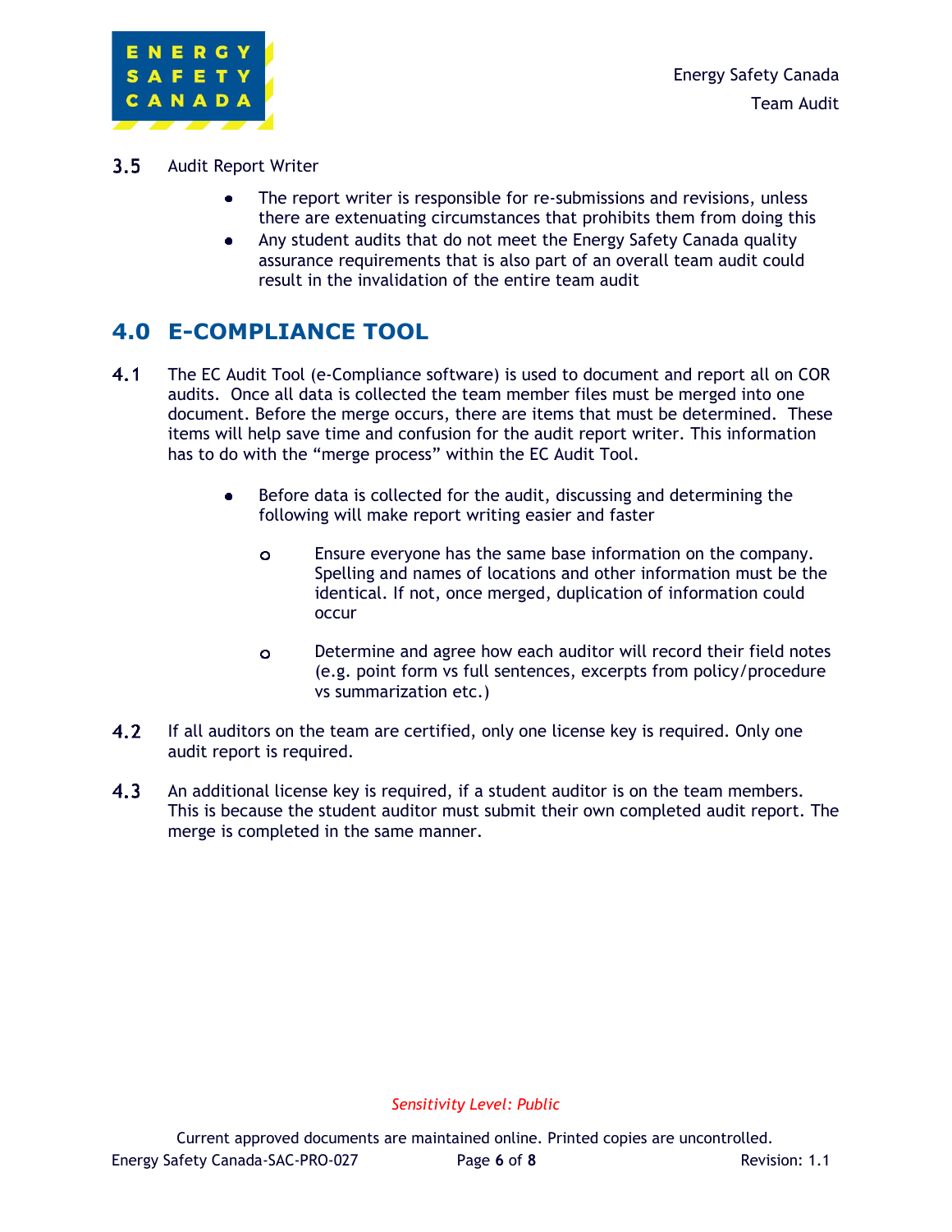### 3.5 Audit Report Writer

- The report writer is responsible for re-submissions and revisions, unless there are extenuating circumstances that prohibits them from doing this
- Any student audits that do not meet the Energy Safety Canada quality assurance requirements that is also part of an overall team audit could result in the invalidation of the entire team audit

## 4.0 E-COMPLIANCE TOOL

**4.1** The EC Audit Tool (e-Compliance software) is used to document and report all on COR audits. Once all data is collected the team member files must be merged into one document. Before the merge occurs, there are items that must be determined. These items will help save time and confusion for the audit report writer. This information has to do with the "merge process" within the EC Audit Tool.

- Before data is collected for the audit, discussing and determining the following will make report writing easier and faster
  - Ensure everyone has the same base information on the company. Spelling and names of locations and other information must be the identical. If not, once merged, duplication of information could occur
  - Determine and agree how each auditor will record their field notes (e.g. point form vs full sentences, excerpts from policy/procedure vs summarization etc.)

**4.2** If all auditors on the team are certified, only one license key is required. Only one audit report is required.

**4.3** An additional license key is required, if a student auditor is on the team members. This is because the student auditor must submit their own completed audit report. The merge is completed in the same manner.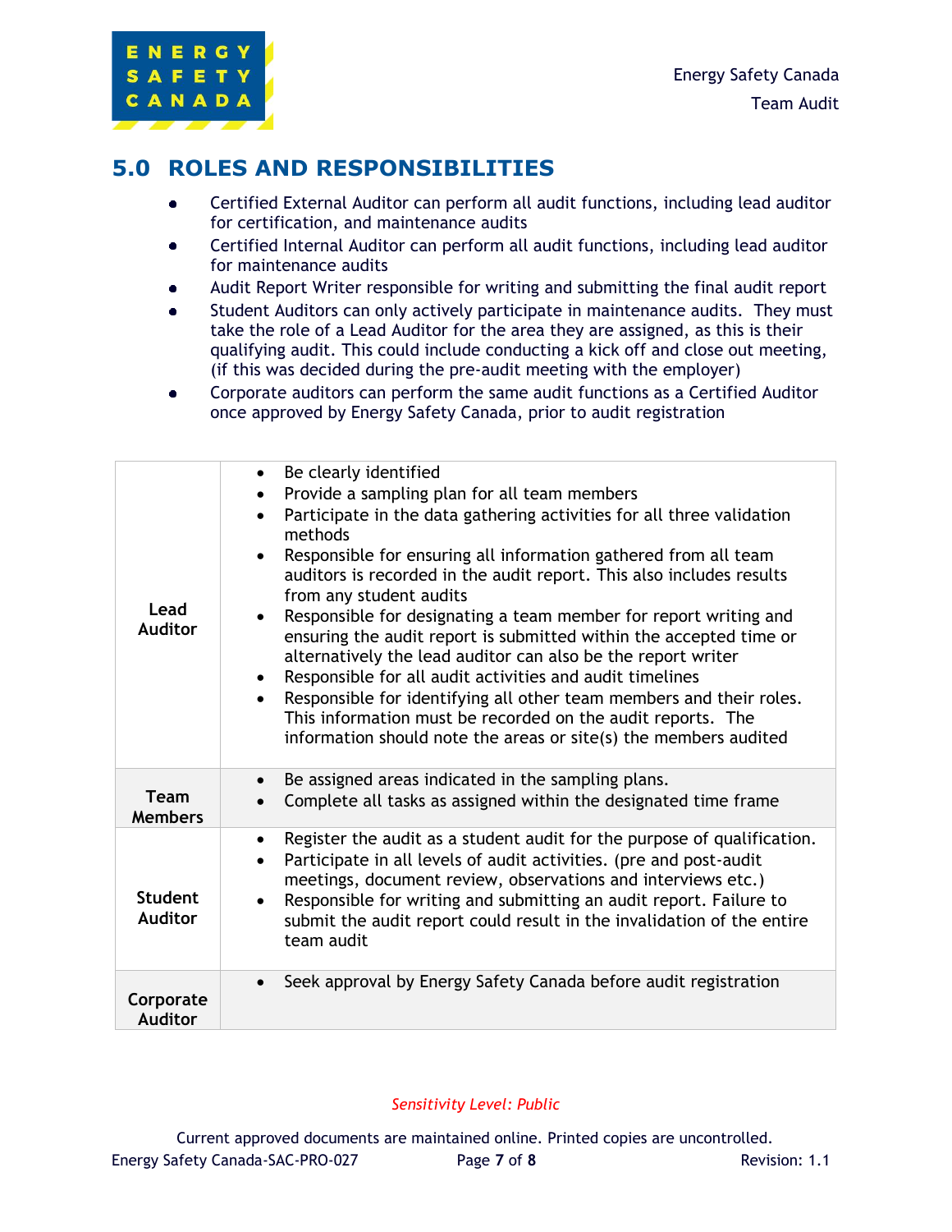## 5.0 ROLES AND RESPONSIBILITIES

- Certified External Auditor can perform all audit functions, including lead auditor for certification, and maintenance audits
- Certified Internal Auditor can perform all audit functions, including lead auditor for maintenance audits
- Audit Report Writer responsible for writing and submitting the final audit report
- Student Auditors can only actively participate in maintenance audits. They must take the role of a Lead Auditor for the area they are assigned, as this is their qualifying audit. This could include conducting a kick off and close out meeting, (if this was decided during the pre-audit meeting with the employer)
- Corporate auditors can perform the same audit functions as a Certified Auditor once approved by Energy Safety Canada, prior to audit registration

| Role | Responsibilities |
|---|---|
| **Lead Auditor** | • Be clearly identified<br>• Provide a sampling plan for all team members<br>• Participate in the data gathering activities for all three validation methods<br>• Responsible for ensuring all information gathered from all team auditors is recorded in the audit report. This also includes results from any student audits<br>• Responsible for designating a team member for report writing and ensuring the audit report is submitted within the accepted time or alternatively the lead auditor can also be the report writer<br>• Responsible for all audit activities and audit timelines<br>• Responsible for identifying all other team members and their roles. This information must be recorded on the audit reports. The information should note the areas or site(s) the members audited |
| **Team Members** | • Be assigned areas indicated in the sampling plans.<br>• Complete all tasks as assigned within the designated time frame |
| **Student Auditor** | • Register the audit as a student audit for the purpose of qualification.<br>• Participate in all levels of audit activities. (pre and post-audit meetings, document review, observations and interviews etc.)<br>• Responsible for writing and submitting an audit report. Failure to submit the audit report could result in the invalidation of the entire team audit |
| **Corporate Auditor** | • Seek approval by Energy Safety Canada before audit registration |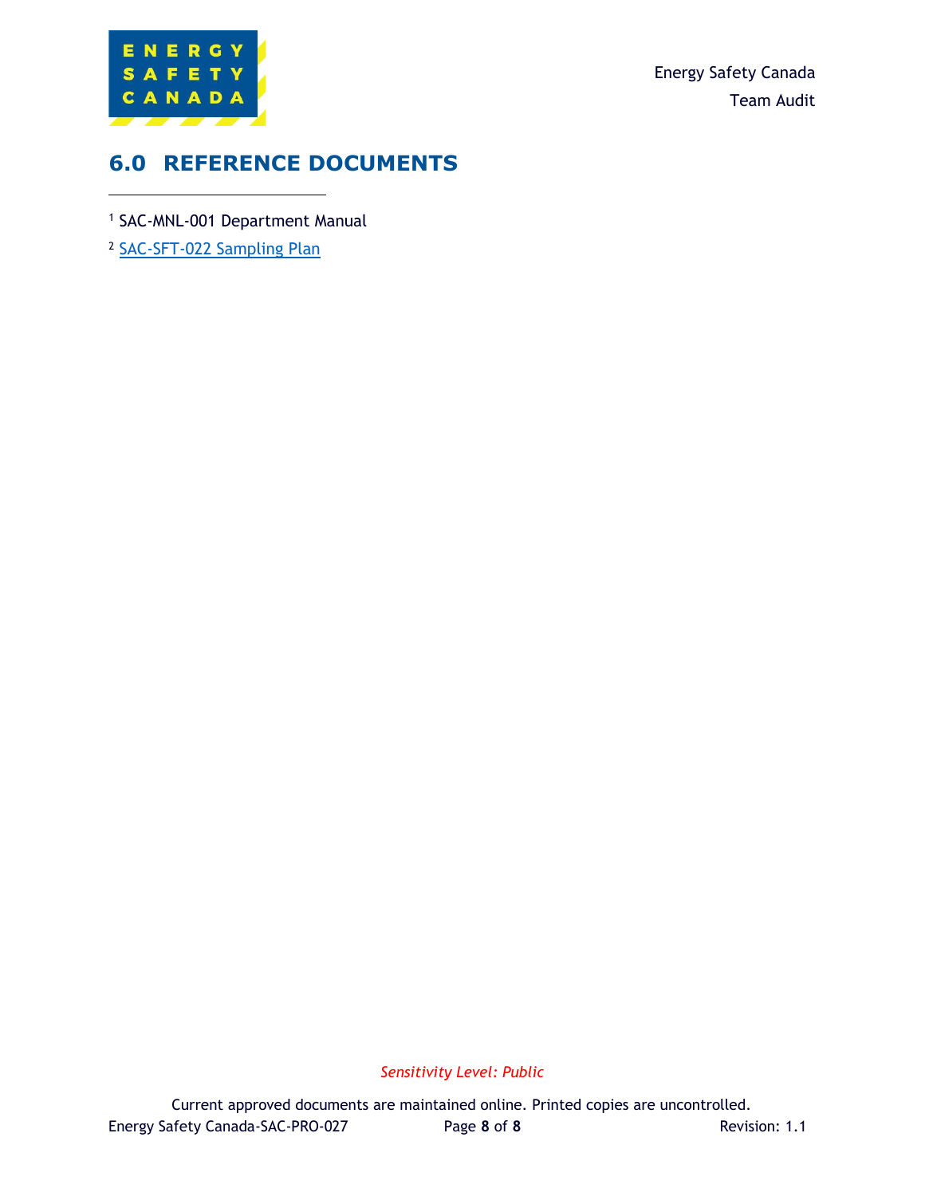## 6.0 REFERENCE DOCUMENTS

[1] SAC-MNL-001 Department Manual

[2] SAC-SFT-022 Sampling Plan

*Sensitivity Level: Public*

Current approved documents are maintained online. Printed copies are uncontrolled.